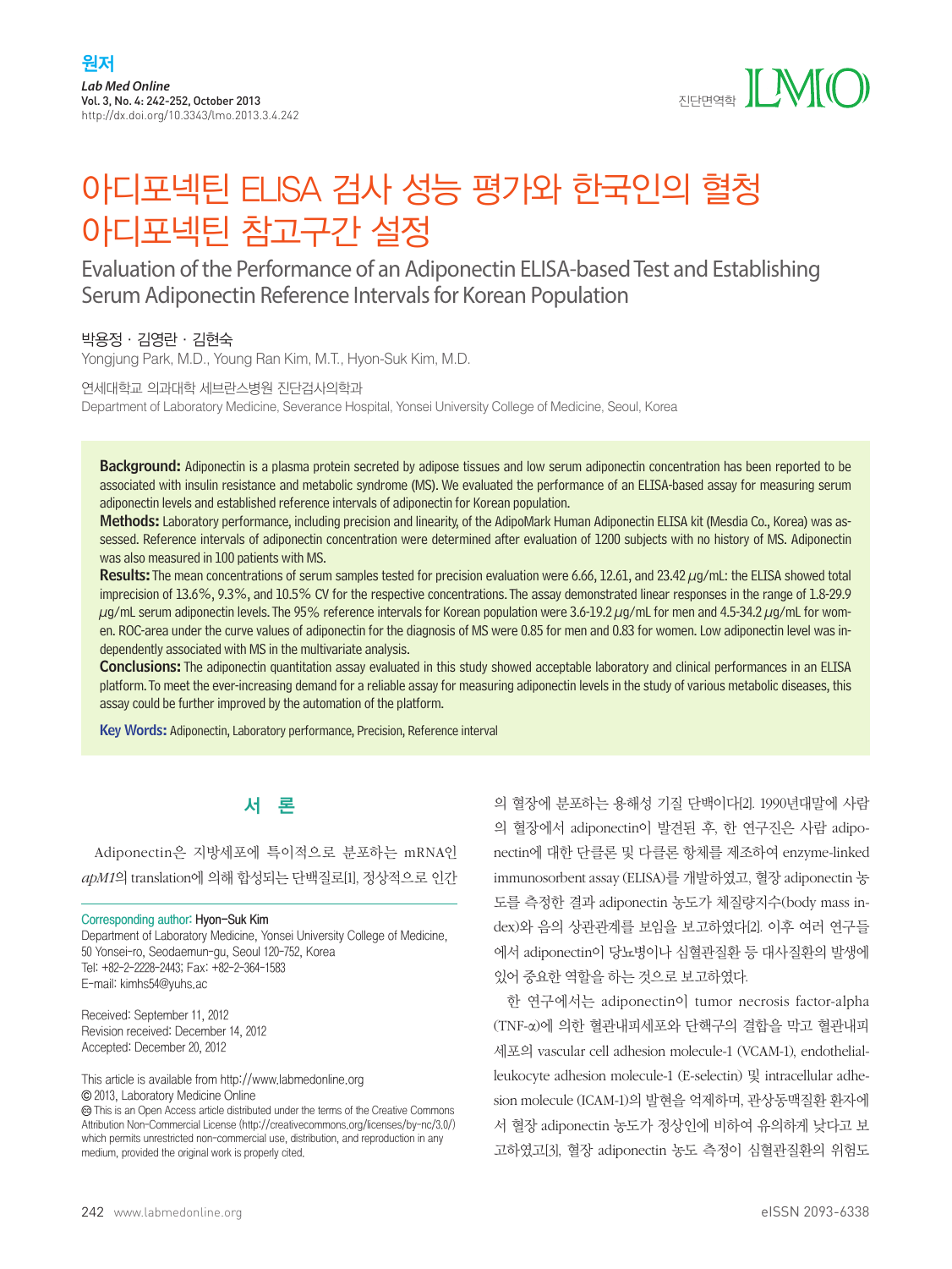원저

# 아디포넥틴 ELISA 검사 성능 평가와 한국인의 혈청 아디포넥틴 참고구간 설정

## Evaluation of the Performance of an Adiponectin ELISA-based Test and Establishing Serum Adiponectin Reference Intervals for Korean Population

박용정 · 김영란 · 김현숙

Yongjung Park, M.D., Young Ran Kim, M.T., Hyon-Suk Kim, M.D.

연세대학교 의과대학 세브란스병원 진단검사의학과

Department of Laboratory Medicine, Severance Hospital, Yonsei University College of Medicine, Seoul, Korea

**Background:** Adiponectin is a plasma protein secreted by adipose tissues and low serum adiponectin concentration has been reported to be associated with insulin resistance and metabolic syndrome (MS). We evaluated the performance of an ELISA-based assay for measuring serum adiponectin levels and established reference intervals of adiponectin for Korean population.

**Methods:** Laboratory performance, including precision and linearity, of the AdipoMark Human Adiponectin ELISA kit (Mesdia Co., Korea) was assessed. Reference intervals of adiponectin concentration were determined after evaluation of 1200 subjects with no history of MS. Adiponectin was also measured in 100 patients with MS.

**Results:** The mean concentrations of serum samples tested for precision evaluation were 6.66, 12.61, and 23.42 μg/mL: the ELISA showed total imprecision of 13.6%, 9.3%, and 10.5% CV for the respective concentrations. The assay demonstrated linear responses in the range of 1.8-29.9 μg/mL serum adiponectin levels. The 95% reference intervals for Korean population were 3.6-19.2 μg/mL for men and 4.5-34.2 μg/mL for women. ROC-area under the curve values of adiponectin for the diagnosis of MS were 0.85 for men and 0.83 for women. Low adiponectin level was independently associated with MS in the multivariate analysis.

**Conclusions:** The adiponectin quantitation assay evaluated in this study showed acceptable laboratory and clinical performances in an ELISA platform. To meet the ever-increasing demand for a reliable assay for measuring adiponectin levels in the study of various metabolic diseases, this assay could be further improved by the automation of the platform.

**Key Words:** Adiponectin, Laboratory performance, Precision, Reference interval

## 서 론

Adiponectin은 지방세포에 특이적으로 분포하는 mRNA인 *apM1*의 translation에 의해 합성되는 단백질로[1], 정상적으로 인간의 혈장에 분포하는 용해성 기질 단백이다[2]. 1990년대말에 사람의 혈장에서 adiponectin이 발견된 후, 한 연구진은 사람 adiponectin에 대한 단클론 및 다클론 항체를 제조하여 enzyme-linked immunosorbent assay (ELISA)를 개발하였고, 혈장 adiponectin 농도를 측정한 결과 adiponectin 농도가 체질량지수(body mass index)와 음의 상관관계를 보임을 보고하였다[2]. 이후 여러 연구들에서 adiponectin이 당뇨병이나 심혈관질환 등 대사질환의 발생에 있어 중요한 역할을 하는 것으로 보고하였다.

한 연구에서는 adiponectin이 tumor necrosis factor-alpha (TNF-α)에 의한 혈관내피세포와 단핵구의 결합을 막고 혈관내피세포의 vascular cell adhesion molecule-1 (VCAM-1), endothelial-leukocyte adhesion molecule-1 (E-selectin) 및 intracellular adhesion molecule (ICAM-1)의 발현을 억제하며, 관상동맥질환 환자에서 혈장 adiponectin 농도가 정상인에 비하여 유의하게 낮다고 보고하였고[3], 혈장 adiponectin 농도 측정이 심혈관질환의 위험도

Corresponding author: Hyon-Suk Kim
Department of Laboratory Medicine, Yonsei University College of Medicine, 50 Yonsei-ro, Seodaemun-gu, Seoul 120-752, Korea
Tel: +82-2-2228-2443; Fax: +82-2-364-1583
E-mail: kimhs54@yuhs.ac

Received: September 11, 2012
Revision received: December 14, 2012
Accepted: December 20, 2012

This article is available from http://www.labmedonline.org
© 2013, Laboratory Medicine Online
This is an Open Access article distributed under the terms of the Creative Commons Attribution Non-Commercial License (http://creativecommons.org/licenses/by-nc/3.0/) which permits unrestricted non-commercial use, distribution, and reproduction in any medium, provided the original work is properly cited.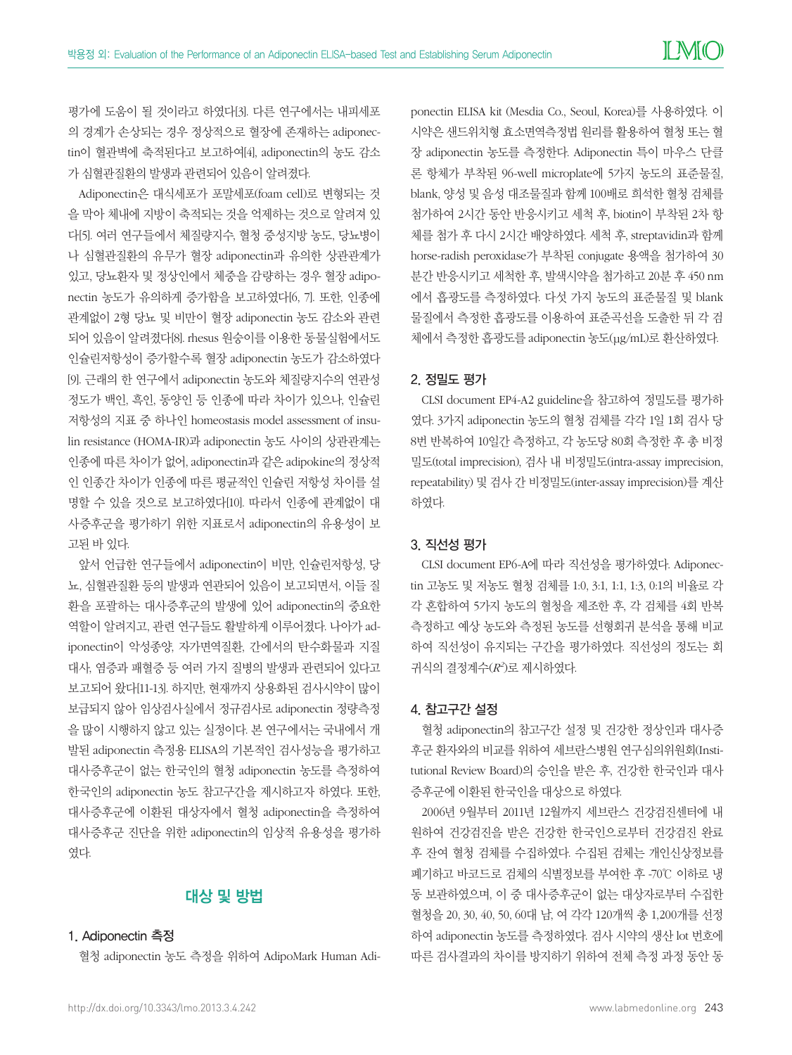평가에 도움이 될 것이라고 하였다[3]. 다른 연구에서는 내피세포의 경계가 손상되는 경우 정상적으로 혈장에 존재하는 adiponectin이 혈관벽에 축적된다고 보고하여[4], adiponectin의 농도 감소가 심혈관질환의 발생과 관련되어 있음이 알려졌다.

Adiponectin은 대식세포가 포말세포(foam cell)로 변형되는 것을 막아 체내에 지방이 축적되는 것을 억제하는 것으로 알려져 있다[5]. 여러 연구들에서 체질량지수, 혈청 중성지방 농도, 당뇨병이나 심혈관질환의 유무가 혈장 adiponectin과 유의한 상관관계가 있고, 당뇨환자 및 정상인에서 체중을 감량하는 경우 혈장 adiponectin 농도가 유의하게 증가함을 보고하였다[6, 7]. 또한, 인종에 관계없이 2형 당뇨 및 비만이 혈장 adiponectin 농도 감소와 관련되어 있음이 알려졌다[8]. rhesus 원숭이를 이용한 동물실험에서도 인슐린저항성이 증가할수록 혈장 adiponectin 농도가 감소하였다[9]. 근래의 한 연구에서 adiponectin 농도와 체질량지수의 연관성 정도가 백인, 흑인, 동양인 등 인종에 따라 차이가 있으나, 인슐린 저항성의 지표 중 하나인 homeostasis model assessment of insulin resistance (HOMA-IR)과 adiponectin 농도 사이의 상관관계는 인종에 따른 차이가 없어, adiponectin과 같은 adipokine의 정상적인 인종간 차이가 인종에 따른 평균적인 인슐린 저항성 차이를 설명할 수 있을 것으로 보고하였다[10]. 따라서 인종에 관계없이 대사증후군을 평가하기 위한 지표로서 adiponectin의 유용성이 보고된 바 있다.

앞서 언급한 연구들에서 adiponectin이 비만, 인슐린저항성, 당뇨, 심혈관질환 등의 발생과 연관되어 있음이 보고되면서, 이들 질환을 포괄하는 대사증후군의 발생에 있어 adiponectin의 중요한 역할이 알려지고, 관련 연구들도 활발하게 이루어졌다. 나아가 adiponectin이 악성종양, 자가면역질환, 간에서의 탄수화물과 지질 대사, 염증과 패혈증 등 여러 가지 질병의 발생과 관련되어 있다고 보고되어 왔다[11-13]. 하지만, 현재까지 상용화된 검사시약이 많이 보급되지 않아 임상검사실에서 정규검사로 adiponectin 정량측정을 많이 시행하지 않고 있는 실정이다. 본 연구에서는 국내에서 개발된 adiponectin 측정용 ELISA의 기본적인 검사성능을 평가하고 대사증후군이 없는 한국인의 혈청 adiponectin 농도를 측정하여 한국인의 adiponectin 농도 참고구간을 제시하고자 하였다. 또한, 대사증후군에 이환된 대상자에서 혈청 adiponectin을 측정하여 대사증후군 진단을 위한 adiponectin의 임상적 유용성을 평가하였다.

## 대상 및 방법

### 1. Adiponectin 측정

혈청 adiponectin 농도 측정을 위하여 AdipoMark Human Adiponectin ELISA kit (Mesdia Co., Seoul, Korea)를 사용하였다. 이 시약은 샌드위치형 효소면역측정법 원리를 활용하여 혈청 또는 혈장 adiponectin 농도를 측정한다. Adiponectin 특이 마우스 단클론 항체가 부착된 96-well microplate에 5가지 농도의 표준물질, blank, 양성 및 음성 대조물질과 함께 100배로 희석한 혈청 검체를 첨가하여 2시간 동안 반응시키고 세척 후, biotin이 부착된 2차 항체를 첨가 후 다시 2시간 배양하였다. 세척 후, streptavidin과 함께 horse-radish peroxidase가 부착된 conjugate 용액을 첨가하여 30분간 반응시키고 세척한 후, 발색시약을 첨가하고 20분 후 450 nm에서 흡광도를 측정하였다. 다섯 가지 농도의 표준물질 및 blank 물질에서 측정한 흡광도를 이용하여 표준곡선을 도출한 뒤 각 검체에서 측정한 흡광도를 adiponectin 농도(μg/mL)로 환산하였다.

### 2. 정밀도 평가

CLSI document EP4-A2 guideline을 참고하여 정밀도를 평가하였다. 3가지 adiponectin 농도의 혈청 검체를 각각 1일 1회 검사 당 8번 반복하여 10일간 측정하고, 각 농도당 80회 측정한 후 총 비정밀도(total imprecision), 검사 내 비정밀도(intra-assay imprecision, repeatability) 및 검사 간 비정밀도(inter-assay imprecision)를 계산하였다.

### 3. 직선성 평가

CLSI document EP6-A에 따라 직선성을 평가하였다. Adiponectin 고농도 및 저농도 혈청 검체를 1:0, 3:1, 1:1, 1:3, 0:1의 비율로 각각 혼합하여 5가지 농도의 혈청을 제조한 후, 각 검체를 4회 반복 측정하고 예상 농도와 측정된 농도를 선형회귀 분석을 통해 비교하여 직선성이 유지되는 구간을 평가하였다. 직선성의 정도는 회귀식의 결정계수($R^2$)로 제시하였다.

### 4. 참고구간 설정

혈청 adiponectin의 참고구간 설정 및 건강한 정상인과 대사증후군 환자와의 비교를 위하여 세브란스병원 연구심의위원회(Institutional Review Board)의 승인을 받은 후, 건강한 한국인과 대사증후군에 이환된 한국인을 대상으로 하였다.

2006년 9월부터 2011년 12월까지 세브란스 건강검진센터에 내원하여 건강검진을 받은 건강한 한국인으로부터 건강검진 완료 후 잔여 혈청 검체를 수집하였다. 수집된 검체는 개인신상정보를 폐기하고 바코드로 검체의 식별정보를 부여한 후 -70℃ 이하로 냉동 보관하였으며, 이 중 대사증후군이 없는 대상자로부터 수집한 혈청을 20, 30, 40, 50, 60대 남, 여 각각 120개씩 총 1,200개를 선정하여 adiponectin 농도를 측정하였다. 검사 시약의 생산 lot 번호에 따른 검사결과의 차이를 방지하기 위하여 전체 측정 과정 동안 동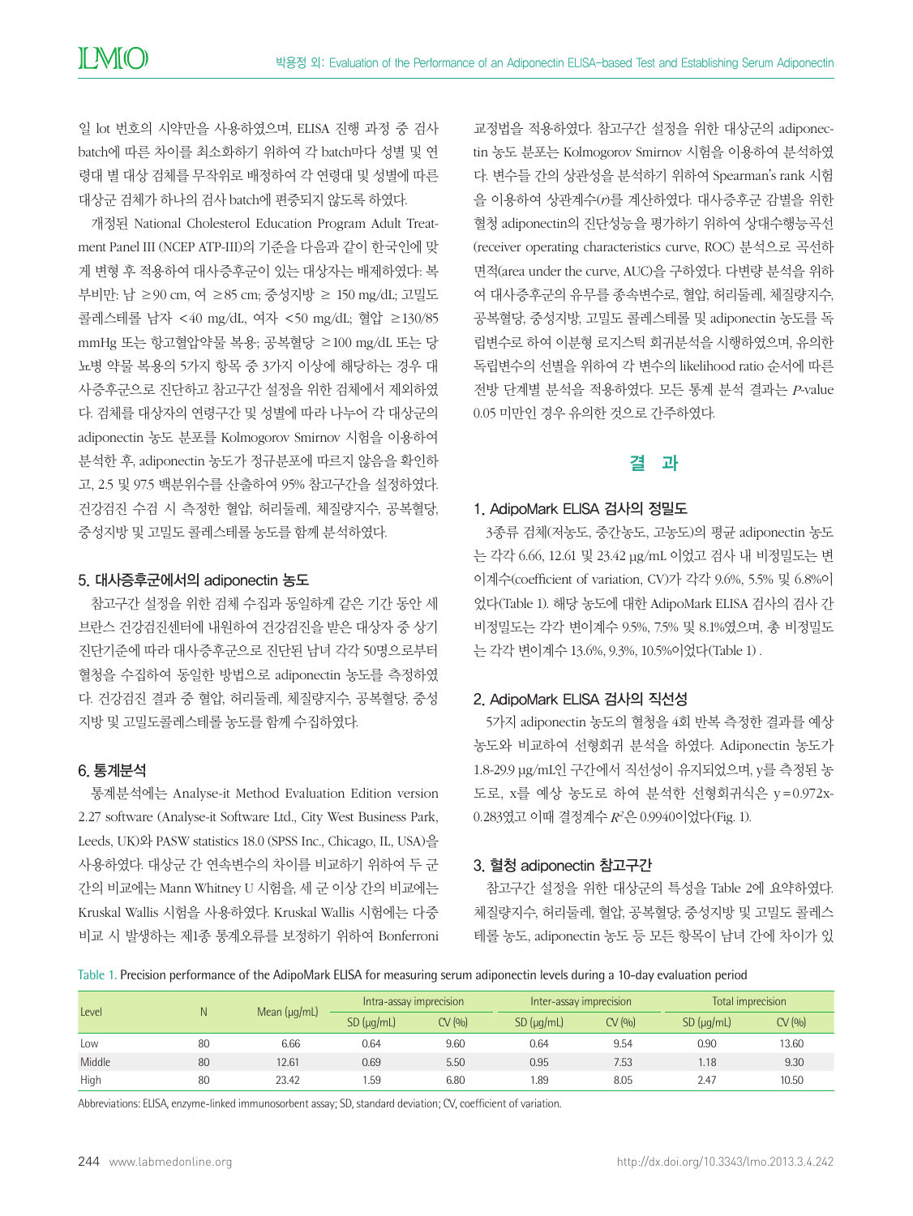일 lot 번호의 시약만을 사용하였으며, ELISA 진행 과정 중 검사 batch에 따른 차이를 최소화하기 위하여 각 batch마다 성별 및 연령대 별 대상 검체를 무작위로 배정하여 각 연령대 및 성별에 따른 대상군 검체가 하나의 검사 batch에 편중되지 않도록 하였다.

개정된 National Cholesterol Education Program Adult Treatment Panel III (NCEP ATP-III)의 기준을 다음과 같이 한국인에 맞게 변형 후 적용하여 대사증후군이 있는 대상자는 배제하였다: 복부비만: 남 ≥90 cm, 여 ≥85 cm; 중성지방 ≥ 150 mg/dL; 고밀도 콜레스테롤 남자 <40 mg/dL, 여자 <50 mg/dL; 혈압 ≥130/85 mmHg 또는 항고혈압약물 복용; 공복혈당 ≥100 mg/dL 또는 당뇨병 약물 복용의 5가지 항목 중 3가지 이상에 해당하는 경우 대사증후군으로 진단하고 참고구간 설정을 위한 검체에서 제외하였다. 검체를 대상자의 연령구간 및 성별에 따라 나누어 각 대상군의 adiponectin 농도 분포를 Kolmogorov Smirnov 시험을 이용하여 분석한 후, adiponectin 농도가 정규분포에 따르지 않음을 확인하고, 2.5 및 97.5 백분위수를 산출하여 95% 참고구간을 설정하였다. 건강검진 수검 시 측정한 혈압, 허리둘레, 체질량지수, 공복혈당, 중성지방 및 고밀도 콜레스테롤 농도를 함께 분석하였다.

### 5. 대사증후군에서의 adiponectin 농도

참고구간 설정을 위한 검체 수집과 동일하게 같은 기간 동안 세브란스 건강검진센터에 내원하여 건강검진을 받은 대상자 중 상기 진단기준에 따라 대사증후군으로 진단된 남녀 각각 50명으로부터 혈청을 수집하여 동일한 방법으로 adiponectin 농도를 측정하였다. 건강검진 결과 중 혈압, 허리둘레, 체질량지수, 공복혈당, 중성지방 및 고밀도콜레스테롤 농도를 함께 수집하였다.

### 6. 통계분석

통계분석에는 Analyse-it Method Evaluation Edition version 2.27 software (Analyse-it Software Ltd., City West Business Park, Leeds, UK)와 PASW statistics 18.0 (SPSS Inc., Chicago, IL, USA)을 사용하였다. 대상군 간 연속변수의 차이를 비교하기 위하여 두 군 간의 비교에는 Mann Whitney U 시험을, 세 군 이상 간의 비교에는 Kruskal Wallis 시험을 사용하였다. Kruskal Wallis 시험에는 다중비교 시 발생하는 제1종 통계오류를 보정하기 위하여 Bonferroni 교정법을 적용하였다. 참고구간 설정을 위한 대상군의 adiponectin 농도 분포는 Kolmogorov Smirnov 시험을 이용하여 분석하였다. 변수들 간의 상관성을 분석하기 위하여 Spearman's rank 시험을 이용하여 상관계수($r$)를 계산하였다. 대사증후군 감별을 위한 혈청 adiponectin의 진단성능을 평가하기 위하여 상대수행능곡선(receiver operating characteristics curve, ROC) 분석으로 곡선하면적(area under the curve, AUC)을 구하였다. 다변량 분석을 위하여 대사증후군의 유무를 종속변수로, 혈압, 허리둘레, 체질량지수, 공복혈당, 중성지방, 고밀도 콜레스테롤 및 adiponectin 농도를 독립변수로 하여 이분형 로지스틱 회귀분석을 시행하였으며, 유의한 독립변수의 선별을 위하여 각 변수의 likelihood ratio 순서에 따른 전방 단계별 분석을 적용하였다. 모든 통계 분석 결과는 $P$-value 0.05 미만인 경우 유의한 것으로 간주하였다.

## 결 과

### 1. AdipoMark ELISA 검사의 정밀도

3종류 검체(저농도, 중간농도, 고농도)의 평균 adiponectin 농도는 각각 6.66, 12.61 및 23.42 μg/mL 이었고 검사 내 비정밀도는 변이계수(coefficient of variation, CV)가 각각 9.6%, 5.5% 및 6.8%이었다(Table 1). 해당 농도에 대한 AdipoMark ELISA 검사의 검사 간 비정밀도는 각각 변이계수 9.5%, 7.5% 및 8.1%였으며, 총 비정밀도는 각각 변이계수 13.6%, 9.3%, 10.5%이었다(Table 1) .

### 2. AdipoMark ELISA 검사의 직선성

5가지 adiponectin 농도의 혈청을 4회 반복 측정한 결과를 예상농도와 비교하여 선형회귀 분석을 하였다. Adiponectin 농도가 1.8-29.9 μg/mL인 구간에서 직선성이 유지되었으며, y를 측정된 농도로, x를 예상 농도로 하여 분석한 선형회귀식은 $y=0.972x-0.283$였고 이때 결정계수 $R^2$은 0.9940이었다(Fig. 1).

### 3. 혈청 adiponectin 참고구간

참고구간 설정을 위한 대상군의 특성을 Table 2에 요약하였다. 체질량지수, 허리둘레, 혈압, 공복혈당, 중성지방 및 고밀도 콜레스테롤 농도, adiponectin 농도 등 모든 항목이 남녀 간에 차이가 있

Table 1. Precision performance of the AdipoMark ELISA for measuring serum adiponectin levels during a 10-day evaluation period

| Level | N | Mean (μg/mL) | Intra-assay imprecision | | Inter-assay imprecision | | Total imprecision | |
|---|---|---|---|---|---|---|---|---|
| | | | SD (μg/mL) | CV (%) | SD (μg/mL) | CV (%) | SD (μg/mL) | CV (%) |
| Low | 80 | 6.66 | 0.64 | 9.60 | 0.64 | 9.54 | 0.90 | 13.60 |
| Middle | 80 | 12.61 | 0.69 | 5.50 | 0.95 | 7.53 | 1.18 | 9.30 |
| High | 80 | 23.42 | 1.59 | 6.80 | 1.89 | 8.05 | 2.47 | 10.50 |

Abbreviations: ELISA, enzyme-linked immunosorbent assay; SD, standard deviation; CV, coefficient of variation.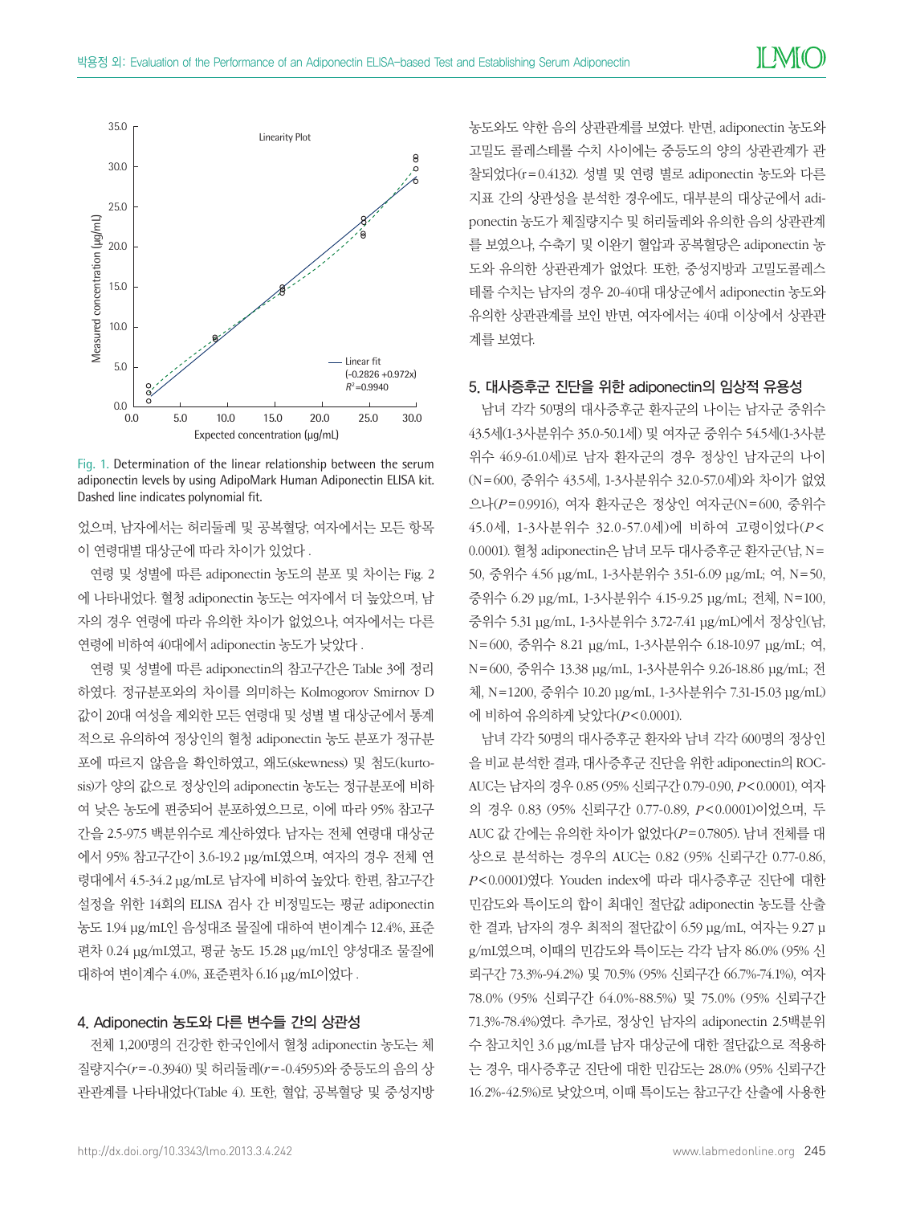Fig. 1. Determination of the linear relationship between the serum adiponectin levels by using AdipoMark Human Adiponectin ELISA kit. Dashed line indicates polynomial fit.

었으며, 남자에서는 허리둘레 및 공복혈당, 여자에서는 모든 항목이 연령대별 대상군에 따라 차이가 있었다.

연령 및 성별에 따른 adiponectin 농도의 분포 및 차이는 Fig. 2에 나타내었다. 혈청 adiponectin 농도는 여자에서 더 높았으며, 남자의 경우 연령에 따라 유의한 차이가 없었으나, 여자에서는 다른 연령에 비하여 40대에서 adiponectin 농도가 낮았다.

연령 및 성별에 따른 adiponectin의 참고구간은 Table 3에 정리하였다. 정규분포와의 차이를 의미하는 Kolmogorov Smirnov D 값이 20대 여성을 제외한 모든 연령대 및 성별 별 대상군에서 통계적으로 유의하여 정상인의 혈청 adiponectin 농도 분포가 정규분포에 따르지 않음을 확인하였고, 왜도(skewness) 및 첨도(kurtosis)가 양의 값으로 정상인의 adiponectin 농도는 정규분포에 비하여 낮은 농도에 편중되어 분포하였으므로, 이에 따라 95% 참고구간을 2.5-97.5 백분위수로 계산하였다. 남자는 전체 연령대 대상군에서 95% 참고구간이 3.6-19.2 μg/mL였으며, 여자의 경우 전체 연령대에서 4.5-34.2 μg/mL로 남자에 비하여 높았다. 한편, 참고구간 설정을 위한 14회의 ELISA 검사 간 비정밀도는 평균 adiponectin 농도 1.94 μg/mL인 음성대조 물질에 대하여 변이계수 12.4%, 표준편차 0.24 μg/mL였고, 평균 농도 15.28 μg/mL인 양성대조 물질에 대하여 변이계수 4.0%, 표준편차 6.16 μg/mL이었다.

### 4. Adiponectin 농도와 다른 변수들 간의 상관성

전체 1,200명의 건강한 한국인에서 혈청 adiponectin 농도는 체질량지수($r$=-0.3940) 및 허리둘레($r$=-0.4595)와 중등도의 음의 상관관계를 나타내었다(Table 4). 또한, 혈압, 공복혈당 및 중성지방 농도와도 약한 음의 상관관계를 보였다. 반면, adiponectin 농도와 고밀도 콜레스테롤 수치 사이에는 중등도의 양의 상관관계가 관찰되었다(r=0.4132). 성별 및 연령 별로 adiponectin 농도와 다른 지표 간의 상관성을 분석한 경우에도, 대부분의 대상군에서 adiponectin 농도가 체질량지수 및 허리둘레와 유의한 음의 상관관계를 보였으나, 수축기 및 이완기 혈압과 공복혈당은 adiponectin 농도와 유의한 상관관계가 없었다. 또한, 중성지방과 고밀도콜레스테롤 수치는 남자의 경우 20-40대 대상군에서 adiponectin 농도와 유의한 상관관계를 보인 반면, 여자에서는 40대 이상에서 상관관계를 보였다.

### 5. 대사증후군 진단을 위한 adiponectin의 임상적 유용성

남녀 각각 50명의 대사증후군 환자군의 나이는 남자군 중위수 43.5세(1-3사분위수 35.0-50.1세) 및 여자군 중위수 54.5세(1-3사분위수 46.9-61.0세)로 남자 환자군의 경우 정상인 남자군의 나이(N=600, 중위수 43.5세, 1-3사분위수 32.0-57.0세)와 차이가 없었으나($P$=0.9916), 여자 환자군은 정상인 여자군(N=600, 중위수 45.0세, 1-3사분위수 32.0-57.0세)에 비하여 고령이었다($P$<0.0001). 혈청 adiponectin은 남녀 모두 대사증후군 환자군(남, N=50, 중위수 4.56 μg/mL, 1-3사분위수 3.51-6.09 μg/mL; 여, N=50, 중위수 6.29 μg/mL, 1-3사분위수 4.15-9.25 μg/mL; 전체, N=100, 중위수 5.31 μg/mL, 1-3사분위수 3.72-7.41 μg/mL)에서 정상인(남, N=600, 중위수 8.21 μg/mL, 1-3사분위수 6.18-10.97 μg/mL; 여, N=600, 중위수 13.38 μg/mL, 1-3사분위수 9.26-18.86 μg/mL; 전체, N=1200, 중위수 10.20 μg/mL, 1-3사분위수 7.31-15.03 μg/mL)에 비하여 유의하게 낮았다($P$<0.0001).

남녀 각각 50명의 대사증후군 환자와 남녀 각각 600명의 정상인을 비교 분석한 결과, 대사증후군 진단을 위한 adiponectin의 ROC-AUC는 남자의 경우 0.85 (95% 신뢰구간 0.79-0.90, $P$<0.0001), 여자의 경우 0.83 (95% 신뢰구간 0.77-0.89, $P$<0.0001)이었으며, 두 AUC 값 간에는 유의한 차이가 없었다($P$=0.7805). 남녀 전체를 대상으로 분석하는 경우의 AUC는 0.82 (95% 신뢰구간 0.77-0.86, $P$<0.0001)였다. Youden index에 따라 대사증후군 진단에 대한 민감도와 특이도의 합이 최대인 절단값 adiponectin 농도를 산출한 결과, 남자의 경우 최적의 절단값이 6.59 μg/mL, 여자는 9.27 μg/mL였으며, 이때의 민감도와 특이도는 각각 남자 86.0% (95% 신뢰구간 73.3%-94.2%) 및 70.5% (95% 신뢰구간 66.7%-74.1%), 여자 78.0% (95% 신뢰구간 64.0%-88.5%) 및 75.0% (95% 신뢰구간 71.3%-78.4%)였다. 추가로, 정상인 남자의 adiponectin 2.5백분위수 참고치인 3.6 μg/mL를 남자 대상군에 대한 절단값으로 적용하는 경우, 대사증후군 진단에 대한 민감도는 28.0% (95% 신뢰구간 16.2%-42.5%)로 낮았으며, 이때 특이도는 참고구간 산출에 사용한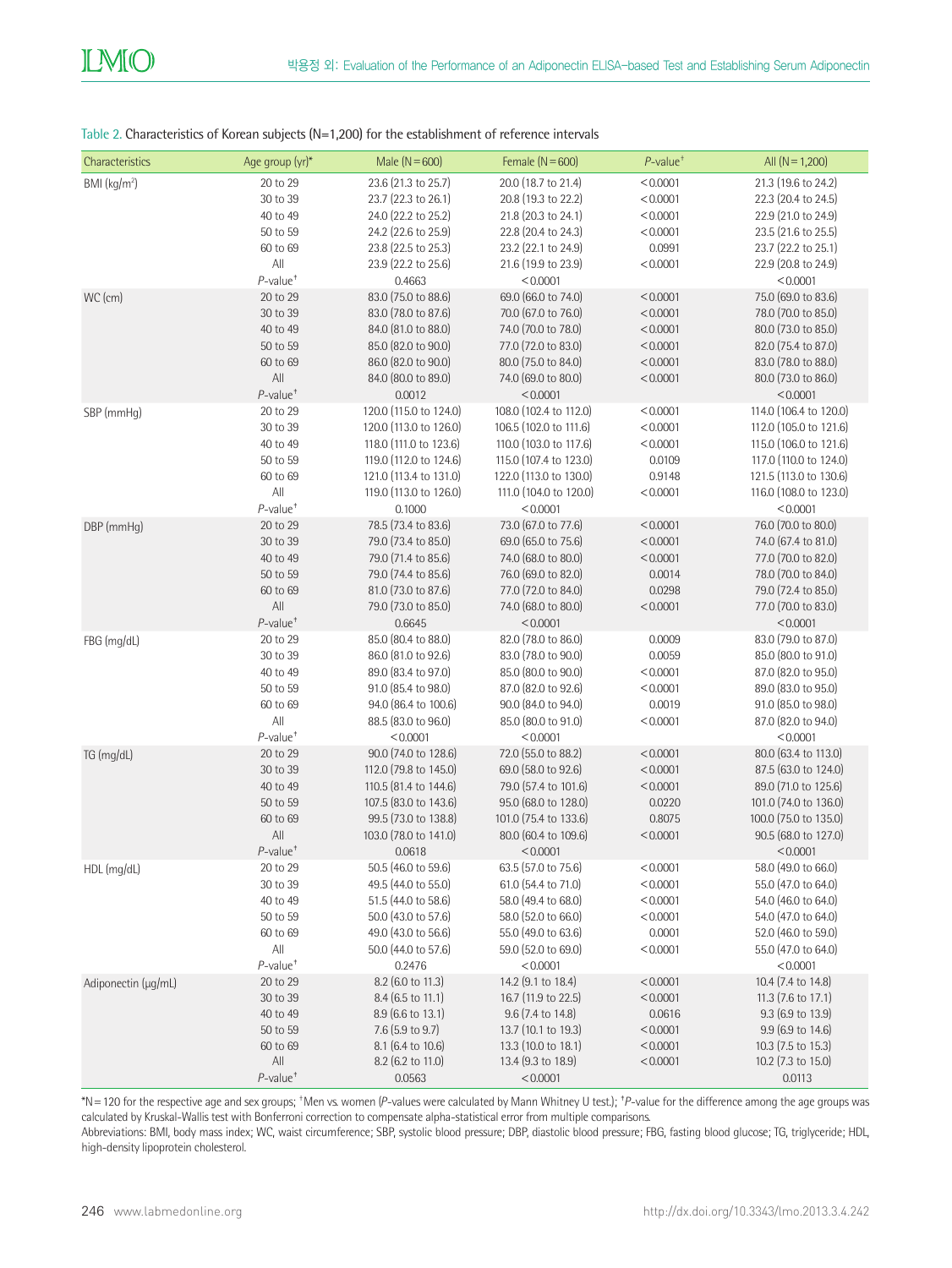Table 2. Characteristics of Korean subjects (N=1,200) for the establishment of reference intervals

| Characteristics | Age group (yr)* | Male (N=600) | Female (N=600) | *P*-value† | All (N=1,200) |
|---|---|---|---|---|---|
| BMI (kg/m²) | 20 to 29 | 23.6 (21.3 to 25.7) | 20.0 (18.7 to 21.4) | <0.0001 | 21.3 (19.6 to 24.2) |
| | 30 to 39 | 23.7 (22.3 to 26.1) | 20.8 (19.3 to 22.2) | <0.0001 | 22.3 (20.4 to 24.5) |
| | 40 to 49 | 24.0 (22.2 to 25.2) | 21.8 (20.3 to 24.1) | <0.0001 | 22.9 (21.0 to 24.9) |
| | 50 to 59 | 24.2 (22.6 to 25.9) | 22.8 (20.4 to 24.3) | <0.0001 | 23.5 (21.6 to 25.5) |
| | 60 to 69 | 23.8 (22.5 to 25.3) | 23.2 (22.1 to 24.9) | 0.0991 | 23.7 (22.2 to 25.1) |
| | All | 23.9 (22.2 to 25.6) | 21.6 (19.9 to 23.9) | <0.0001 | 22.9 (20.8 to 24.9) |
| | *P*-value‡ | 0.4663 | <0.0001 | | <0.0001 |
| WC (cm) | 20 to 29 | 83.0 (75.0 to 88.6) | 69.0 (66.0 to 74.0) | <0.0001 | 75.0 (69.0 to 83.6) |
| | 30 to 39 | 83.0 (78.0 to 87.6) | 70.0 (67.0 to 76.0) | <0.0001 | 78.0 (70.0 to 85.0) |
| | 40 to 49 | 84.0 (81.0 to 88.0) | 74.0 (70.0 to 78.0) | <0.0001 | 80.0 (73.0 to 85.0) |
| | 50 to 59 | 85.0 (82.0 to 90.0) | 77.0 (72.0 to 83.0) | <0.0001 | 82.0 (75.4 to 87.0) |
| | 60 to 69 | 86.0 (82.0 to 90.0) | 80.0 (75.0 to 84.0) | <0.0001 | 83.0 (78.0 to 88.0) |
| | All | 84.0 (80.0 to 89.0) | 74.0 (69.0 to 80.0) | <0.0001 | 80.0 (73.0 to 86.0) |
| | *P*-value‡ | 0.0012 | <0.0001 | | <0.0001 |
| SBP (mmHg) | 20 to 29 | 120.0 (115.0 to 124.0) | 108.0 (102.4 to 112.0) | <0.0001 | 114.0 (106.4 to 120.0) |
| | 30 to 39 | 120.0 (113.0 to 126.0) | 106.5 (102.0 to 111.6) | <0.0001 | 112.0 (105.0 to 121.6) |
| | 40 to 49 | 118.0 (111.0 to 123.6) | 110.0 (103.0 to 117.6) | <0.0001 | 115.0 (106.0 to 121.6) |
| | 50 to 59 | 119.0 (112.0 to 124.6) | 115.0 (107.4 to 123.0) | 0.0109 | 117.0 (110.0 to 124.0) |
| | 60 to 69 | 121.0 (113.4 to 131.0) | 122.0 (113.0 to 130.0) | 0.9148 | 121.5 (113.0 to 130.6) |
| | All | 119.0 (113.0 to 126.0) | 111.0 (104.0 to 120.0) | <0.0001 | 116.0 (108.0 to 123.0) |
| | *P*-value‡ | 0.1000 | <0.0001 | | <0.0001 |
| DBP (mmHg) | 20 to 29 | 78.5 (73.4 to 83.6) | 73.0 (67.0 to 77.6) | <0.0001 | 76.0 (70.0 to 80.0) |
| | 30 to 39 | 79.0 (73.4 to 85.0) | 69.0 (65.0 to 75.6) | <0.0001 | 74.0 (67.4 to 81.0) |
| | 40 to 49 | 79.0 (71.4 to 85.6) | 74.0 (68.0 to 80.0) | <0.0001 | 77.0 (70.0 to 82.0) |
| | 50 to 59 | 79.0 (74.4 to 85.6) | 76.0 (69.0 to 82.0) | 0.0014 | 78.0 (70.0 to 84.0) |
| | 60 to 69 | 81.0 (73.0 to 87.6) | 77.0 (72.0 to 84.0) | 0.0298 | 79.0 (72.4 to 85.0) |
| | All | 79.0 (73.0 to 85.0) | 74.0 (68.0 to 80.0) | <0.0001 | 77.0 (70.0 to 83.0) |
| | *P*-value‡ | 0.6645 | <0.0001 | | <0.0001 |
| FBG (mg/dL) | 20 to 29 | 85.0 (80.4 to 88.0) | 82.0 (78.0 to 86.0) | 0.0009 | 83.0 (79.0 to 87.0) |
| | 30 to 39 | 86.0 (81.0 to 92.6) | 83.0 (78.0 to 90.0) | 0.0059 | 85.0 (80.0 to 91.0) |
| | 40 to 49 | 89.0 (83.4 to 97.0) | 85.0 (80.0 to 90.0) | <0.0001 | 87.0 (82.0 to 95.0) |
| | 50 to 59 | 91.0 (85.4 to 98.0) | 87.0 (82.0 to 92.6) | <0.0001 | 89.0 (83.0 to 95.0) |
| | 60 to 69 | 94.0 (86.4 to 100.6) | 90.0 (84.0 to 94.0) | 0.0019 | 91.0 (85.0 to 98.0) |
| | All | 88.5 (83.0 to 96.0) | 85.0 (80.0 to 91.0) | <0.0001 | 87.0 (82.0 to 94.0) |
| | *P*-value‡ | <0.0001 | <0.0001 | | <0.0001 |
| TG (mg/dL) | 20 to 29 | 90.0 (74.0 to 128.6) | 72.0 (55.0 to 88.2) | <0.0001 | 80.0 (63.4 to 113.0) |
| | 30 to 39 | 112.0 (79.8 to 145.0) | 69.0 (58.0 to 92.6) | <0.0001 | 87.5 (63.0 to 124.0) |
| | 40 to 49 | 110.5 (81.4 to 144.6) | 79.0 (57.4 to 101.6) | <0.0001 | 89.0 (71.0 to 125.6) |
| | 50 to 59 | 107.5 (83.0 to 143.6) | 95.0 (68.0 to 128.0) | 0.0220 | 101.0 (74.0 to 136.0) |
| | 60 to 69 | 99.5 (73.0 to 138.8) | 101.0 (75.4 to 133.6) | 0.8075 | 100.0 (75.0 to 135.0) |
| | All | 103.0 (78.0 to 141.0) | 80.0 (60.4 to 109.6) | <0.0001 | 90.5 (68.0 to 127.0) |
| | *P*-value‡ | 0.0618 | <0.0001 | | <0.0001 |
| HDL (mg/dL) | 20 to 29 | 50.5 (46.0 to 59.6) | 63.5 (57.0 to 75.6) | <0.0001 | 58.0 (49.0 to 66.0) |
| | 30 to 39 | 49.5 (44.0 to 55.0) | 61.0 (54.4 to 71.0) | <0.0001 | 55.0 (47.0 to 64.0) |
| | 40 to 49 | 51.5 (44.0 to 58.6) | 58.0 (49.4 to 68.0) | <0.0001 | 54.0 (46.0 to 64.0) |
| | 50 to 59 | 50.0 (43.0 to 57.6) | 58.0 (52.0 to 66.0) | <0.0001 | 54.0 (47.0 to 64.0) |
| | 60 to 69 | 49.0 (43.0 to 56.6) | 55.0 (49.0 to 63.6) | 0.0001 | 52.0 (46.0 to 59.0) |
| | All | 50.0 (44.0 to 57.6) | 59.0 (52.0 to 69.0) | <0.0001 | 55.0 (47.0 to 64.0) |
| | *P*-value‡ | 0.2476 | <0.0001 | | <0.0001 |
| Adiponectin (μg/mL) | 20 to 29 | 8.2 (6.0 to 11.3) | 14.2 (9.1 to 18.4) | <0.0001 | 10.4 (7.4 to 14.8) |
| | 30 to 39 | 8.4 (6.5 to 11.1) | 16.7 (11.9 to 22.5) | <0.0001 | 11.3 (7.6 to 17.1) |
| | 40 to 49 | 8.9 (6.6 to 13.1) | 9.6 (7.4 to 14.8) | 0.0616 | 9.3 (6.9 to 13.9) |
| | 50 to 59 | 7.6 (5.9 to 9.7) | 13.7 (10.1 to 19.3) | <0.0001 | 9.9 (6.9 to 14.6) |
| | 60 to 69 | 8.1 (6.4 to 10.6) | 13.3 (10.0 to 18.1) | <0.0001 | 10.3 (7.5 to 15.3) |
| | All | 8.2 (6.2 to 11.0) | 13.4 (9.3 to 18.9) | <0.0001 | 10.2 (7.3 to 15.0) |
| | *P*-value‡ | 0.0563 | <0.0001 | | 0.0113 |

*N=120 for the respective age and sex groups; †Men vs. women (*P*-values were calculated by Mann Whitney U test.); ‡*P*-value for the difference among the age groups was calculated by Kruskal-Wallis test with Bonferroni correction to compensate alpha-statistical error from multiple comparisons.

Abbreviations: BMI, body mass index; WC, waist circumference; SBP, systolic blood pressure; DBP, diastolic blood pressure; FBG, fasting blood glucose; TG, triglyceride; HDL, high-density lipoprotein cholesterol.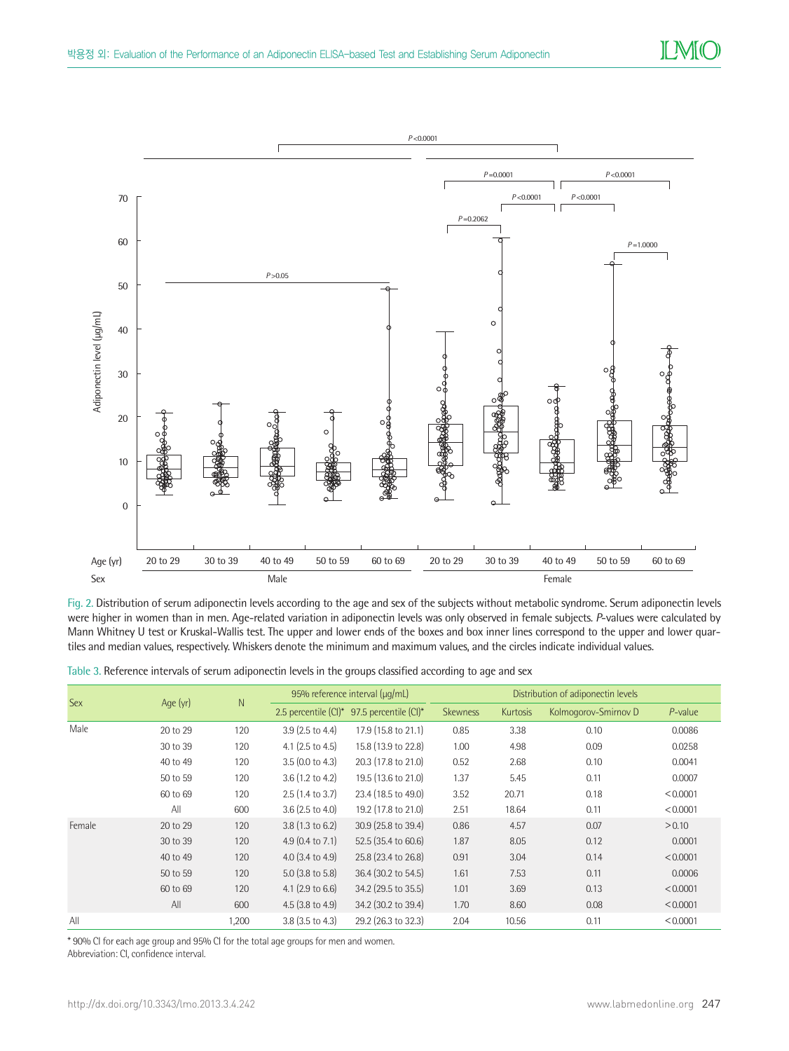Fig. 2. Distribution of serum adiponectin levels according to the age and sex of the subjects without metabolic syndrome. Serum adiponectin levels were higher in women than in men. Age-related variation in adiponectin levels was only observed in female subjects. *P*-values were calculated by Mann Whitney U test or Kruskal-Wallis test. The upper and lower ends of the boxes and box inner lines correspond to the upper and lower quartiles and median values, respectively. Whiskers denote the minimum and maximum values, and the circles indicate individual values.

Table 3. Reference intervals of serum adiponectin levels in the groups classified according to age and sex

| Sex | Age (yr) | N | 95% reference interval (μg/mL) | | Distribution of adiponectin levels | | | |
|---|---|---|---|---|---|---|---|---|
| | | | 2.5 percentile (CI)* | 97.5 percentile (CI)* | Skewness | Kurtosis | Kolmogorov-Smirnov D | *P*-value |
| Male | 20 to 29 | 120 | 3.9 (2.5 to 4.4) | 17.9 (15.8 to 21.1) | 0.85 | 3.38 | 0.10 | 0.0086 |
| | 30 to 39 | 120 | 4.1 (2.5 to 4.5) | 15.8 (13.9 to 22.8) | 1.00 | 4.98 | 0.09 | 0.0258 |
| | 40 to 49 | 120 | 3.5 (0.0 to 4.3) | 20.3 (17.8 to 21.0) | 0.52 | 2.68 | 0.10 | 0.0041 |
| | 50 to 59 | 120 | 3.6 (1.2 to 4.2) | 19.5 (13.6 to 21.0) | 1.37 | 5.45 | 0.11 | 0.0007 |
| | 60 to 69 | 120 | 2.5 (1.4 to 3.7) | 23.4 (18.5 to 49.0) | 3.52 | 20.71 | 0.18 | <0.0001 |
| | All | 600 | 3.6 (2.5 to 4.0) | 19.2 (17.8 to 21.0) | 2.51 | 18.64 | 0.11 | <0.0001 |
| Female | 20 to 29 | 120 | 3.8 (1.3 to 6.2) | 30.9 (25.8 to 39.4) | 0.86 | 4.57 | 0.07 | >0.10 |
| | 30 to 39 | 120 | 4.9 (0.4 to 7.1) | 52.5 (35.4 to 60.6) | 1.87 | 8.05 | 0.12 | 0.0001 |
| | 40 to 49 | 120 | 4.0 (3.4 to 4.9) | 25.8 (23.4 to 26.8) | 0.91 | 3.04 | 0.14 | <0.0001 |
| | 50 to 59 | 120 | 5.0 (3.8 to 5.8) | 36.4 (30.2 to 54.5) | 1.61 | 7.53 | 0.11 | 0.0006 |
| | 60 to 69 | 120 | 4.1 (2.9 to 6.6) | 34.2 (29.5 to 35.5) | 1.01 | 3.69 | 0.13 | <0.0001 |
| | All | 600 | 4.5 (3.8 to 4.9) | 34.2 (30.2 to 39.4) | 1.70 | 8.60 | 0.08 | <0.0001 |
| All | | 1,200 | 3.8 (3.5 to 4.3) | 29.2 (26.3 to 32.3) | 2.04 | 10.56 | 0.11 | <0.0001 |

* 90% CI for each age group and 95% CI for the total age groups for men and women.
Abbreviation: CI, confidence interval.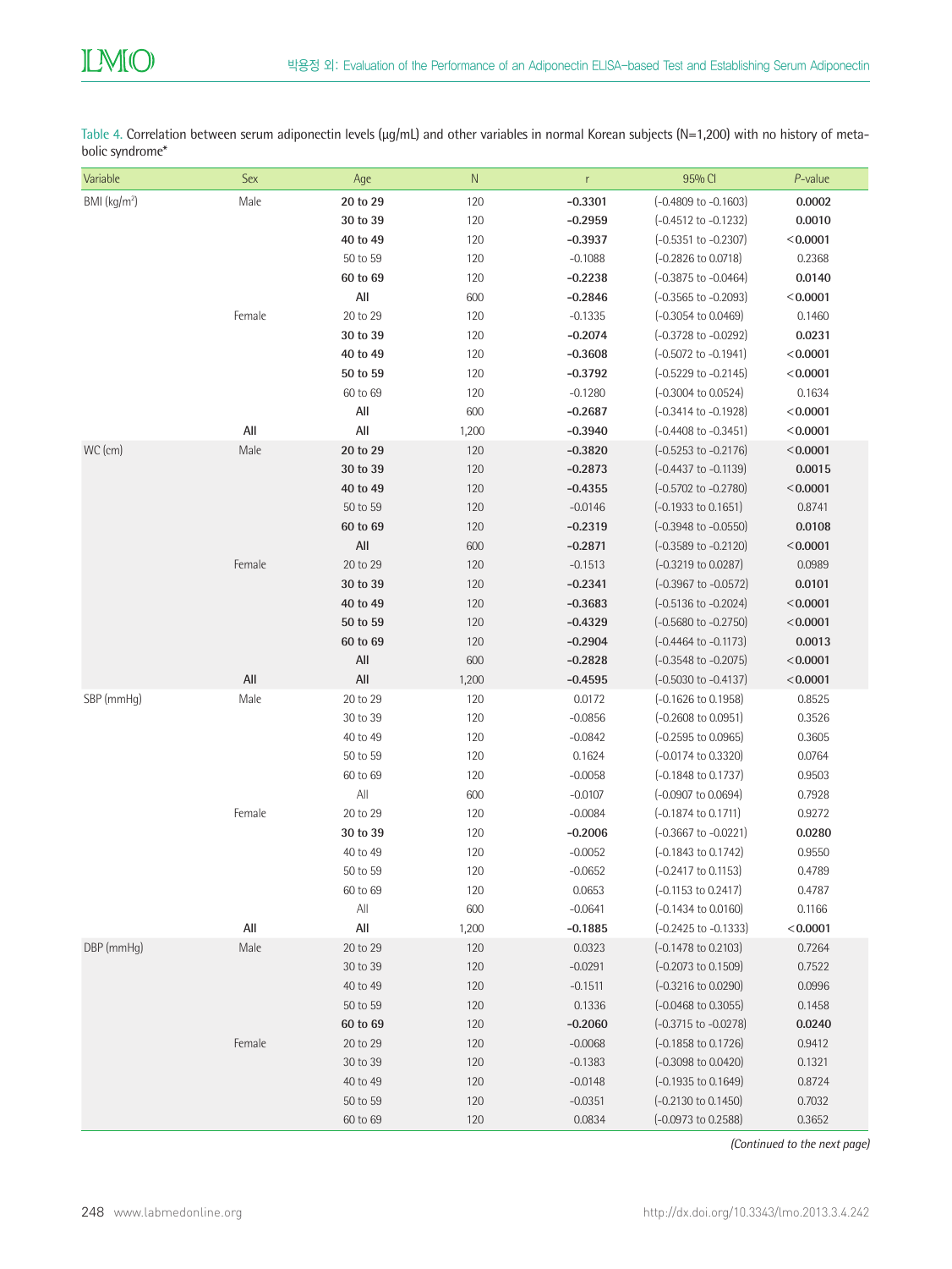Table 4. Correlation between serum adiponectin levels (μg/mL) and other variables in normal Korean subjects (N=1,200) with no history of metabolic syndrome*

| Variable | Sex | Age | N | r | 95% CI | *P*-value |
|---|---|---|---|---|---|---|
| BMI (kg/m²) | Male | **20 to 29** | 120 | **-0.3301** | (-0.4809 to -0.1603) | **0.0002** |
| | | **30 to 39** | 120 | **-0.2959** | (-0.4512 to -0.1232) | **0.0010** |
| | | **40 to 49** | 120 | **-0.3937** | (-0.5351 to -0.2307) | **<0.0001** |
| | | 50 to 59 | 120 | -0.1088 | (-0.2826 to 0.0718) | 0.2368 |
| | | **60 to 69** | 120 | **-0.2238** | (-0.3875 to -0.0464) | **0.0140** |
| | | **All** | 600 | **-0.2846** | (-0.3565 to -0.2093) | **<0.0001** |
| | Female | 20 to 29 | 120 | -0.1335 | (-0.3054 to 0.0469) | 0.1460 |
| | | **30 to 39** | 120 | **-0.2074** | (-0.3728 to -0.0292) | **0.0231** |
| | | **40 to 49** | 120 | **-0.3608** | (-0.5072 to -0.1941) | **<0.0001** |
| | | **50 to 59** | 120 | **-0.3792** | (-0.5229 to -0.2145) | **<0.0001** |
| | | 60 to 69 | 120 | -0.1280 | (-0.3004 to 0.0524) | 0.1634 |
| | | **All** | 600 | **-0.2687** | (-0.3414 to -0.1928) | **<0.0001** |
| | **All** | **All** | 1,200 | **-0.3940** | (-0.4408 to -0.3451) | **<0.0001** |
| WC (cm) | Male | **20 to 29** | 120 | **-0.3820** | (-0.5253 to -0.2176) | **<0.0001** |
| | | **30 to 39** | 120 | **-0.2873** | (-0.4437 to -0.1139) | **0.0015** |
| | | **40 to 49** | 120 | **-0.4355** | (-0.5702 to -0.2780) | **<0.0001** |
| | | 50 to 59 | 120 | -0.0146 | (-0.1933 to 0.1651) | 0.8741 |
| | | **60 to 69** | 120 | **-0.2319** | (-0.3948 to -0.0550) | **0.0108** |
| | | **All** | 600 | **-0.2871** | (-0.3589 to -0.2120) | **<0.0001** |
| | Female | 20 to 29 | 120 | -0.1513 | (-0.3219 to 0.0287) | 0.0989 |
| | | **30 to 39** | 120 | **-0.2341** | (-0.3967 to -0.0572) | **0.0101** |
| | | **40 to 49** | 120 | **-0.3683** | (-0.5136 to -0.2024) | **<0.0001** |
| | | **50 to 59** | 120 | **-0.4329** | (-0.5680 to -0.2750) | **<0.0001** |
| | | **60 to 69** | 120 | **-0.2904** | (-0.4464 to -0.1173) | **0.0013** |
| | | **All** | 600 | **-0.2828** | (-0.3548 to -0.2075) | **<0.0001** |
| | **All** | **All** | 1,200 | **-0.4595** | (-0.5030 to -0.4137) | **<0.0001** |
| SBP (mmHg) | Male | 20 to 29 | 120 | 0.0172 | (-0.1626 to 0.1958) | 0.8525 |
| | | 30 to 39 | 120 | -0.0856 | (-0.2608 to 0.0951) | 0.3526 |
| | | 40 to 49 | 120 | -0.0842 | (-0.2595 to 0.0965) | 0.3605 |
| | | 50 to 59 | 120 | 0.1624 | (-0.0174 to 0.3320) | 0.0764 |
| | | 60 to 69 | 120 | -0.0058 | (-0.1848 to 0.1737) | 0.9503 |
| | | All | 600 | -0.0107 | (-0.0907 to 0.0694) | 0.7928 |
| | Female | 20 to 29 | 120 | -0.0084 | (-0.1874 to 0.1711) | 0.9272 |
| | | **30 to 39** | 120 | **-0.2006** | (-0.3667 to -0.0221) | **0.0280** |
| | | 40 to 49 | 120 | -0.0052 | (-0.1843 to 0.1742) | 0.9550 |
| | | 50 to 59 | 120 | -0.0652 | (-0.2417 to 0.1153) | 0.4789 |
| | | 60 to 69 | 120 | 0.0653 | (-0.1153 to 0.2417) | 0.4787 |
| | | All | 600 | -0.0641 | (-0.1434 to 0.0160) | 0.1166 |
| | **All** | **All** | 1,200 | **-0.1885** | (-0.2425 to -0.1333) | **<0.0001** |
| DBP (mmHg) | Male | 20 to 29 | 120 | 0.0323 | (-0.1478 to 0.2103) | 0.7264 |
| | | 30 to 39 | 120 | -0.0291 | (-0.2073 to 0.1509) | 0.7522 |
| | | 40 to 49 | 120 | -0.1511 | (-0.3216 to 0.0290) | 0.0996 |
| | | 50 to 59 | 120 | 0.1336 | (-0.0468 to 0.3055) | 0.1458 |
| | | **60 to 69** | 120 | **-0.2060** | (-0.3715 to -0.0278) | **0.0240** |
| | Female | 20 to 29 | 120 | -0.0068 | (-0.1858 to 0.1726) | 0.9412 |
| | | 30 to 39 | 120 | -0.1383 | (-0.3098 to 0.0420) | 0.1321 |
| | | 40 to 49 | 120 | -0.0148 | (-0.1935 to 0.1649) | 0.8724 |
| | | 50 to 59 | 120 | -0.0351 | (-0.2130 to 0.1450) | 0.7032 |
| | | 60 to 69 | 120 | 0.0834 | (-0.0973 to 0.2588) | 0.3652 |

*(Continued to the next page)*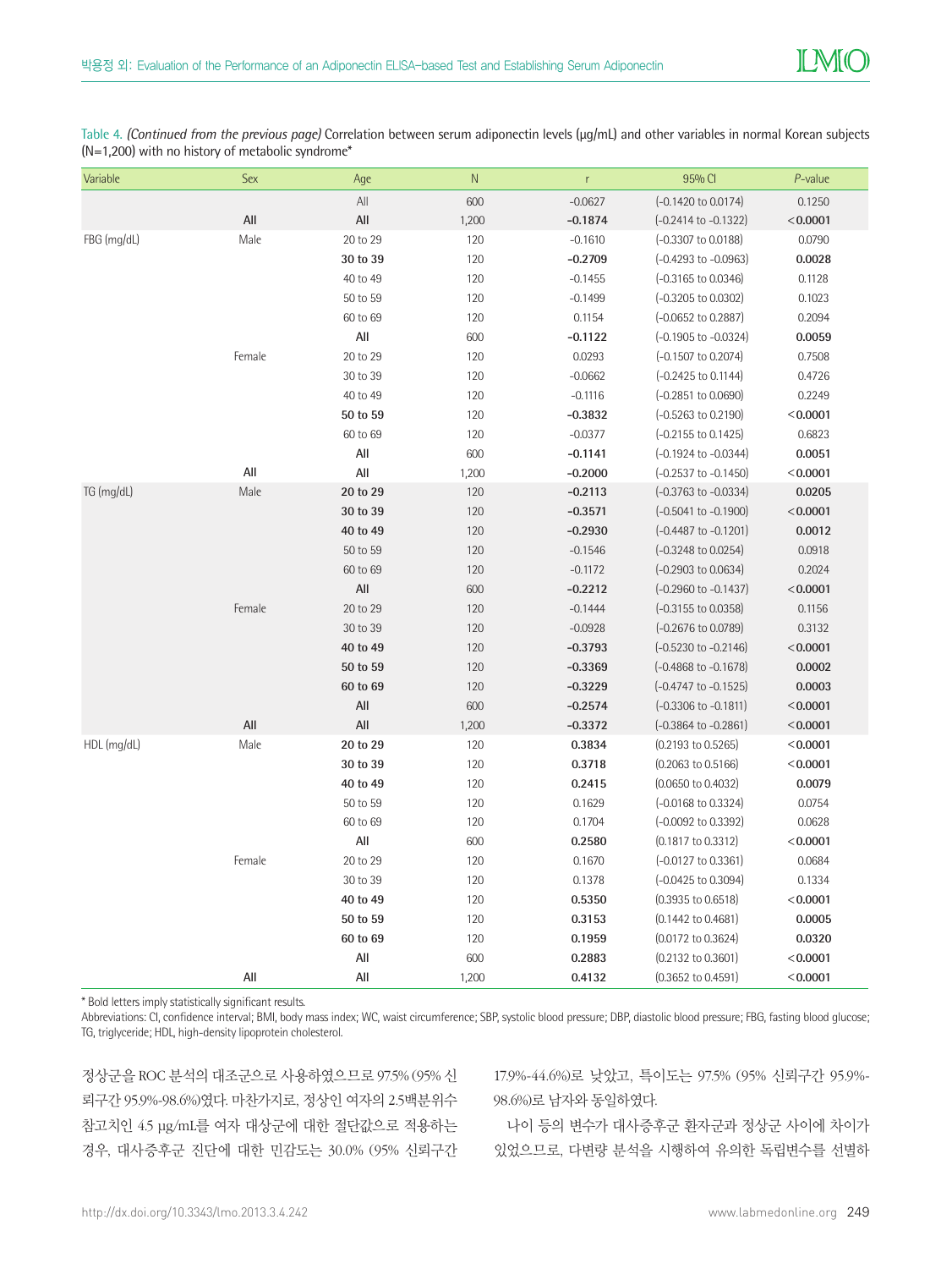Table 4. *(Continued from the previous page)* Correlation between serum adiponectin levels (μg/mL) and other variables in normal Korean subjects (N=1,200) with no history of metabolic syndrome*

| Variable | Sex | Age | N | r | 95% CI | *P*-value |
|---|---|---|---|---|---|---|
| | | All | 600 | -0.0627 | (-0.1420 to 0.0174) | 0.1250 |
| | **All** | **All** | 1,200 | **-0.1874** | (-0.2414 to -0.1322) | **<0.0001** |
| FBG (mg/dL) | Male | 20 to 29 | 120 | -0.1610 | (-0.3307 to 0.0188) | 0.0790 |
| | | **30 to 39** | 120 | **-0.2709** | (-0.4293 to -0.0963) | **0.0028** |
| | | 40 to 49 | 120 | -0.1455 | (-0.3165 to 0.0346) | 0.1128 |
| | | 50 to 59 | 120 | -0.1499 | (-0.3205 to 0.0302) | 0.1023 |
| | | 60 to 69 | 120 | 0.1154 | (-0.0652 to 0.2887) | 0.2094 |
| | | **All** | 600 | **-0.1122** | (-0.1905 to -0.0324) | **0.0059** |
| | Female | 20 to 29 | 120 | 0.0293 | (-0.1507 to 0.2074) | 0.7508 |
| | | 30 to 39 | 120 | -0.0662 | (-0.2425 to 0.1144) | 0.4726 |
| | | 40 to 49 | 120 | -0.1116 | (-0.2851 to 0.0690) | 0.2249 |
| | | **50 to 59** | 120 | **-0.3832** | (-0.5263 to 0.2190) | **<0.0001** |
| | | 60 to 69 | 120 | -0.0377 | (-0.2155 to 0.1425) | 0.6823 |
| | | **All** | 600 | **-0.1141** | (-0.1924 to -0.0344) | **0.0051** |
| | **All** | **All** | 1,200 | **-0.2000** | (-0.2537 to -0.1450) | **<0.0001** |
| TG (mg/dL) | Male | **20 to 29** | 120 | **-0.2113** | (-0.3763 to -0.0334) | **0.0205** |
| | | **30 to 39** | 120 | **-0.3571** | (-0.5041 to -0.1900) | **<0.0001** |
| | | **40 to 49** | 120 | **-0.2930** | (-0.4487 to -0.1201) | **0.0012** |
| | | 50 to 59 | 120 | -0.1546 | (-0.3248 to 0.0254) | 0.0918 |
| | | 60 to 69 | 120 | -0.1172 | (-0.2903 to 0.0634) | 0.2024 |
| | | **All** | 600 | **-0.2212** | (-0.2960 to -0.1437) | **<0.0001** |
| | Female | 20 to 29 | 120 | -0.1444 | (-0.3155 to 0.0358) | 0.1156 |
| | | 30 to 39 | 120 | -0.0928 | (-0.2676 to 0.0789) | 0.3132 |
| | | **40 to 49** | 120 | **-0.3793** | (-0.5230 to -0.2146) | **<0.0001** |
| | | **50 to 59** | 120 | **-0.3369** | (-0.4868 to -0.1678) | **0.0002** |
| | | **60 to 69** | 120 | **-0.3229** | (-0.4747 to -0.1525) | **0.0003** |
| | | **All** | 600 | **-0.2574** | (-0.3306 to -0.1811) | **<0.0001** |
| | **All** | **All** | 1,200 | **-0.3372** | (-0.3864 to -0.2861) | **<0.0001** |
| HDL (mg/dL) | Male | **20 to 29** | 120 | **0.3834** | (0.2193 to 0.5265) | **<0.0001** |
| | | **30 to 39** | 120 | **0.3718** | (0.2063 to 0.5166) | **<0.0001** |
| | | **40 to 49** | 120 | **0.2415** | (0.0650 to 0.4032) | **0.0079** |
| | | 50 to 59 | 120 | 0.1629 | (-0.0168 to 0.3324) | 0.0754 |
| | | 60 to 69 | 120 | 0.1704 | (-0.0092 to 0.3392) | 0.0628 |
| | | **All** | 600 | **0.2580** | (0.1817 to 0.3312) | **<0.0001** |
| | Female | 20 to 29 | 120 | 0.1670 | (-0.0127 to 0.3361) | 0.0684 |
| | | 30 to 39 | 120 | 0.1378 | (-0.0425 to 0.3094) | 0.1334 |
| | | **40 to 49** | 120 | **0.5350** | (0.3935 to 0.6518) | **<0.0001** |
| | | **50 to 59** | 120 | **0.3153** | (0.1442 to 0.4681) | **0.0005** |
| | | **60 to 69** | 120 | **0.1959** | (0.0172 to 0.3624) | **0.0320** |
| | | **All** | 600 | **0.2883** | (0.2132 to 0.3601) | **<0.0001** |
| | **All** | **All** | 1,200 | **0.4132** | (0.3652 to 0.4591) | **<0.0001** |

* Bold letters imply statistically significant results.

Abbreviations: CI, confidence interval; BMI, body mass index; WC, waist circumference; SBP, systolic blood pressure; DBP, diastolic blood pressure; FBG, fasting blood glucose; TG, triglyceride; HDL, high-density lipoprotein cholesterol.

정상군을 ROC 분석의 대조군으로 사용하였으므로 97.5% (95% 신뢰구간 95.9%-98.6%)였다. 마찬가지로, 정상인 여자의 2.5백분위수 참고치인 4.5 μg/mL를 여자 대상군에 대한 절단값으로 적용하는 경우, 대사증후군 진단에 대한 민감도는 30.0% (95% 신뢰구간 17.9%-44.6%)로 낮았고, 특이도는 97.5% (95% 신뢰구간 95.9%-98.6%)로 남자와 동일하였다.

나이 등의 변수가 대사증후군 환자군과 정상군 사이에 차이가 있었으므로, 다변량 분석을 시행하여 유의한 독립변수를 선별하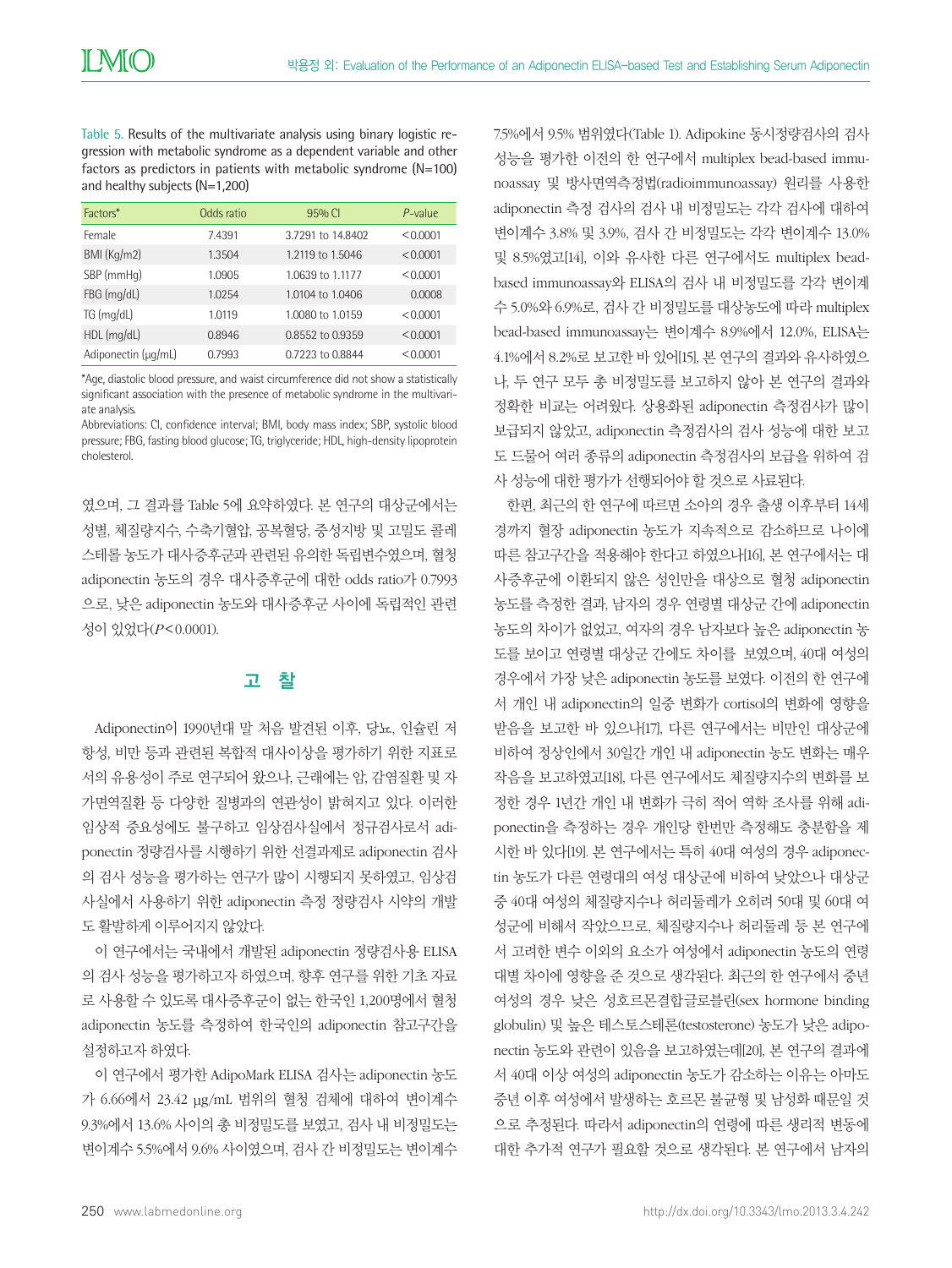Table 5. Results of the multivariate analysis using binary logistic regression with metabolic syndrome as a dependent variable and other factors as predictors in patients with metabolic syndrome (N=100) and healthy subjects (N=1,200)

| Factors* | Odds ratio | 95% CI | *P*-value |
|---|---|---|---|
| Female | 7.4391 | 3.7291 to 14.8402 | <0.0001 |
| BMI (Kg/m2) | 1.3504 | 1.2119 to 1.5046 | <0.0001 |
| SBP (mmHg) | 1.0905 | 1.0639 to 1.1177 | <0.0001 |
| FBG (mg/dL) | 1.0254 | 1.0104 to 1.0406 | 0.0008 |
| TG (mg/dL) | 1.0119 | 1.0080 to 1.0159 | <0.0001 |
| HDL (mg/dL) | 0.8946 | 0.8552 to 0.9359 | <0.0001 |
| Adiponectin (μg/mL) | 0.7993 | 0.7223 to 0.8844 | <0.0001 |

*Age, diastolic blood pressure, and waist circumference did not show a statistically significant association with the presence of metabolic syndrome in the multivariate analysis.
Abbreviations: CI, confidence interval; BMI, body mass index; SBP, systolic blood pressure; FBG, fasting blood glucose; TG, triglyceride; HDL, high-density lipoprotein cholesterol.

였으며, 그 결과를 Table 5에 요약하였다. 본 연구의 대상군에서는 성별, 체질량지수, 수축기혈압, 공복혈당, 중성지방 및 고밀도 콜레스테롤 농도가 대사증후군과 관련된 유의한 독립변수였으며, 혈청 adiponectin 농도의 경우 대사증후군에 대한 odds ratio가 0.7993으로, 낮은 adiponectin 농도와 대사증후군 사이에 독립적인 관련성이 있었다($P<0.0001$).

## 고 찰

Adiponectin이 1990년대 말 처음 발견된 이후, 당뇨, 인슐린 저항성, 비만 등과 관련된 복합적 대사이상을 평가하기 위한 지표로서의 유용성이 주로 연구되어 왔으나, 근래에는 암, 감염질환 및 자가면역질환 등 다양한 질병과의 연관성이 밝혀지고 있다. 이러한 임상적 중요성에도 불구하고 임상검사실에서 정규검사로서 adiponectin 정량검사를 시행하기 위한 선결과제로 adiponectin 검사의 검사 성능을 평가하는 연구가 많이 시행되지 못하였고, 임상검사실에서 사용하기 위한 adiponectin 측정 정량검사 시약의 개발도 활발하게 이루어지지 않았다.

이 연구에서는 국내에서 개발된 adiponectin 정량검사용 ELISA의 검사 성능을 평가하고자 하였으며, 향후 연구를 위한 기초 자료로 사용할 수 있도록 대사증후군이 없는 한국인 1,200명에서 혈청 adiponectin 농도를 측정하여 한국인의 adiponectin 참고구간을 설정하고자 하였다.

이 연구에서 평가한 AdipoMark ELISA 검사는 adiponectin 농도가 6.66에서 23.42 μg/mL 범위의 혈청 검체에 대하여 변이계수 9.3%에서 13.6% 사이의 총 비정밀도를 보였고, 검사 내 비정밀도는 변이계수 5.5%에서 9.6% 사이였으며, 검사 간 비정밀도는 변이계수 7.5%에서 9.5% 범위였다(Table 1). Adipokine 동시정량검사의 검사 성능을 평가한 이전의 한 연구에서 multiplex bead-based immunoassay 및 방사면역측정법(radioimmunoassay) 원리를 사용한 adiponectin 측정 검사의 검사 내 비정밀도는 각각 검사에 대하여 변이계수 3.8% 및 3.9%, 검사 간 비정밀도는 각각 변이계수 13.0% 및 8.5%였고[14], 이와 유사한 다른 연구에서도 multiplex bead-based immunoassay와 ELISA의 검사 내 비정밀도를 각각 변이계수 5.0%와 6.9%로, 검사 간 비정밀도를 대상농도에 따라 multiplex bead-based immunoassay는 변이계수 8.9%에서 12.0%, ELISA는 4.1%에서 8.2%로 보고한 바 있어[15], 본 연구의 결과와 유사하였으나, 두 연구 모두 총 비정밀도를 보고하지 않아 본 연구의 결과와 정확한 비교는 어려웠다. 상용화된 adiponectin 측정검사가 많이 보급되지 않았고, adiponectin 측정검사의 검사 성능에 대한 보고도 드물어 여러 종류의 adiponectin 측정검사의 보급을 위하여 검사 성능에 대한 평가가 선행되어야 할 것으로 사료된다.

한편, 최근의 한 연구에 따르면 소아의 경우 출생 이후부터 14세 경까지 혈장 adiponectin 농도가 지속적으로 감소하므로 나이에 따른 참고구간을 적용해야 한다고 하였으나[16], 본 연구에서는 대사증후군에 이환되지 않은 성인만을 대상으로 혈청 adiponectin 농도를 측정한 결과, 남자의 경우 연령별 대상군 간에 adiponectin 농도의 차이가 없었고, 여자의 경우 남자보다 높은 adiponectin 농도를 보이고 연령별 대상군 간에도 차이를 보였으며, 40대 여성의 경우에서 가장 낮은 adiponectin 농도를 보였다. 이전의 한 연구에서 개인 내 adiponectin의 일중 변화가 cortisol의 변화에 영향을 받음을 보고한 바 있으나[17], 다른 연구에서는 비만인 대상군에 비하여 정상인에서 30일간 개인 내 adiponectin 농도 변화는 매우 작음을 보고하였고[18], 다른 연구에서도 체질량지수의 변화를 보정한 경우 1년간 개인 내 변화가 극히 적어 역학 조사를 위해 adiponectin을 측정하는 경우 개인당 한번만 측정해도 충분함을 제시한 바 있다[19]. 본 연구에서는 특히 40대 여성의 경우 adiponectin 농도가 다른 연령대의 여성 대상군에 비하여 낮았으나 대상군 중 40대 여성의 체질량지수나 허리둘레가 오히려 50대 및 60대 여성군에 비해서 작았으므로, 체질량지수나 허리둘레 등 본 연구에서 고려한 변수 이외의 요소가 여성에서 adiponectin 농도의 연령대별 차이에 영향을 준 것으로 생각된다. 최근의 한 연구에서 중년 여성의 경우 낮은 성호르몬결합글로블린(sex hormone binding globulin) 및 높은 테스토스테론(testosterone) 농도가 낮은 adiponectin 농도와 관련이 있음을 보고하였는데[20], 본 연구의 결과에서 40대 이상 여성의 adiponectin 농도가 감소하는 이유는 아마도 중년 이후 여성에서 발생하는 호르몬 불균형 및 남성화 때문일 것으로 추정된다. 따라서 adiponectin의 연령에 따른 생리적 변동에 대한 추가적 연구가 필요할 것으로 생각된다. 본 연구에서 남자의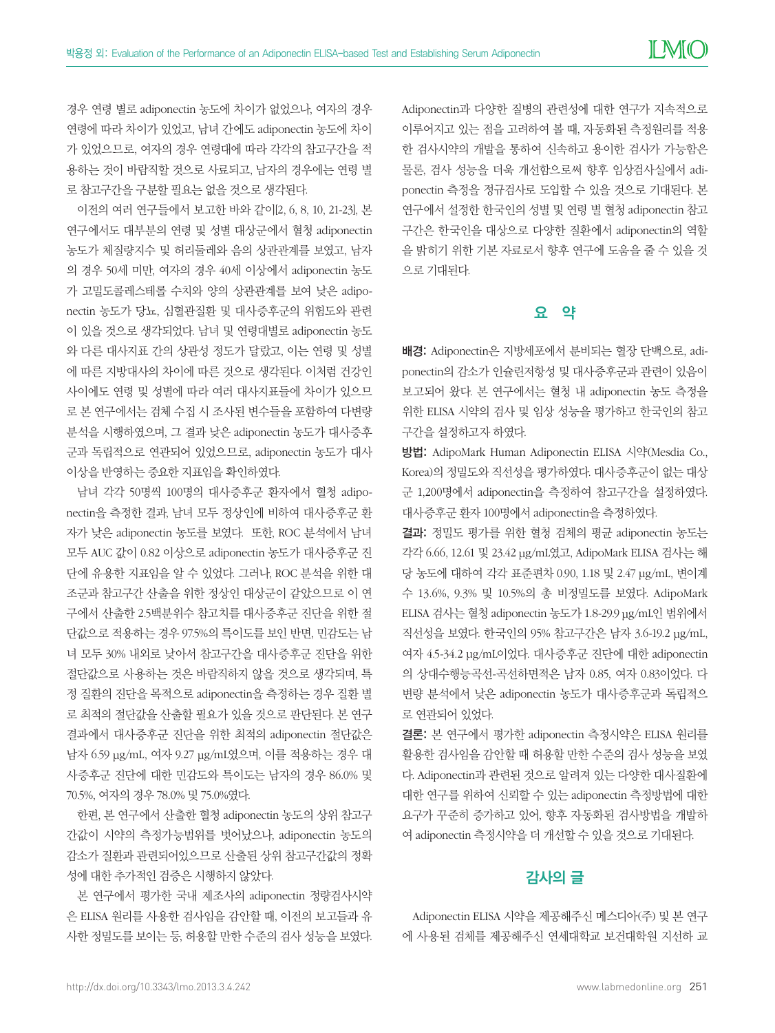경우 연령 별로 adiponectin 농도에 차이가 없었으나, 여자의 경우 연령에 따라 차이가 있었고, 남녀 간에도 adiponectin 농도에 차이가 있었으므로, 여자의 경우 연령대에 따라 각각의 참고구간을 적용하는 것이 바람직할 것으로 사료되고, 남자의 경우에는 연령 별로 참고구간을 구분할 필요는 없을 것으로 생각된다.

이전의 여러 연구들에서 보고한 바와 같이[2, 6, 8, 10, 21-23], 본 연구에서도 대부분의 연령 및 성별 대상군에서 혈청 adiponectin 농도가 체질량지수 및 허리둘레와 음의 상관관계를 보였고, 남자의 경우 50세 미만, 여자의 경우 40세 이상에서 adiponectin 농도가 고밀도콜레스테롤 수치와 양의 상관관계를 보여 낮은 adiponectin 농도가 당뇨, 심혈관질환 및 대사증후군의 위험도와 관련이 있을 것으로 생각되었다. 남녀 및 연령대별로 adiponectin 농도와 다른 대사지표 간의 상관성 정도가 달랐고, 이는 연령 및 성별에 따른 지방대사의 차이에 따른 것으로 생각된다. 이처럼 건강인 사이에도 연령 및 성별에 따라 여러 대사지표들에 차이가 있으므로 본 연구에서는 검체 수집 시 조사된 변수들을 포함하여 다변량 분석을 시행하였으며, 그 결과 낮은 adiponectin 농도가 대사증후군과 독립적으로 연관되어 있었으므로, adiponectin 농도가 대사 이상을 반영하는 중요한 지표임을 확인하였다.

남녀 각각 50명씩 100명의 대사증후군 환자에서 혈청 adiponectin을 측정한 결과, 남녀 모두 정상인에 비하여 대사증후군 환자가 낮은 adiponectin 농도를 보였다. 또한, ROC 분석에서 남녀 모두 AUC 값이 0.82 이상으로 adiponectin 농도가 대사증후군 진단에 유용한 지표임을 알 수 있었다. 그러나, ROC 분석을 위한 대조군과 참고구간 산출을 위한 정상인 대상군이 같았으므로 이 연구에서 산출한 2.5백분위수 참고치를 대사증후군 진단을 위한 절단값으로 적용하는 경우 97.5%의 특이도를 보인 반면, 민감도는 남녀 모두 30% 내외로 낮아서 참고구간을 대사증후군 진단을 위한 절단값으로 사용하는 것은 바람직하지 않을 것으로 생각되며, 특정 질환의 진단을 목적으로 adiponectin을 측정하는 경우 질환 별로 최적의 절단값을 산출할 필요가 있을 것으로 판단된다. 본 연구 결과에서 대사증후군 진단을 위한 최적의 adiponectin 절단값은 남자 6.59 μg/mL, 여자 9.27 μg/mL였으며, 이를 적용하는 경우 대사증후군 진단에 대한 민감도와 특이도는 남자의 경우 86.0% 및 70.5%, 여자의 경우 78.0% 및 75.0%였다.

한편, 본 연구에서 산출한 혈청 adiponectin 농도의 상위 참고구간값이 시약의 측정가능범위를 벗어났으나, adiponectin 농도의 감소가 질환과 관련되어있으므로 산출된 상위 참고구간값의 정확성에 대한 추가적인 검증은 시행하지 않았다.

본 연구에서 평가한 국내 제조사의 adiponectin 정량검사시약은 ELISA 원리를 사용한 검사임을 감안할 때, 이전의 보고들과 유사한 정밀도를 보이는 등, 허용할 만한 수준의 검사 성능을 보였다. Adiponectin과 다양한 질병의 관련성에 대한 연구가 지속적으로 이루어지고 있는 점을 고려하여 볼 때, 자동화된 측정원리를 적용한 검사시약의 개발을 통하여 신속하고 용이한 검사가 가능함은 물론, 검사 성능을 더욱 개선함으로써 향후 임상검사실에서 adiponectin 측정을 정규검사로 도입할 수 있을 것으로 기대된다. 본 연구에서 설정한 한국인의 성별 및 연령 별 혈청 adiponectin 참고구간은 한국인을 대상으로 다양한 질환에서 adiponectin의 역할을 밝히기 위한 기본 자료로서 향후 연구에 도움을 줄 수 있을 것으로 기대된다.

## 요 약

**배경:** Adiponectin은 지방세포에서 분비되는 혈장 단백으로, adiponectin의 감소가 인슐린저항성 및 대사증후군과 관련이 있음이 보고되어 왔다. 본 연구에서는 혈청 내 adiponectin 농도 측정을 위한 ELISA 시약의 검사 및 임상 성능을 평가하고 한국인의 참고구간을 설정하고자 하였다.

**방법:** AdipoMark Human Adiponectin ELISA 시약(Mesdia Co., Korea)의 정밀도와 직선성을 평가하였다. 대사증후군이 없는 대상군 1,200명에서 adiponectin을 측정하여 참고구간을 설정하였다. 대사증후군 환자 100명에서 adiponectin을 측정하였다.

**결과:** 정밀도 평가를 위한 혈청 검체의 평균 adiponectin 농도는 각각 6.66, 12.61 및 23.42 μg/mL였고, AdipoMark ELISA 검사는 해당 농도에 대하여 각각 표준편차 0.90, 1.18 및 2.47 μg/mL, 변이계수 13.6%, 9.3% 및 10.5%의 총 비정밀도를 보였다. AdipoMark ELISA 검사는 혈청 adiponectin 농도가 1.8-29.9 μg/mL인 범위에서 직선성을 보였다. 한국인의 95% 참고구간은 남자 3.6-19.2 μg/mL, 여자 4.5-34.2 μg/mL이었다. 대사증후군 진단에 대한 adiponectin의 상대수행능곡선-곡선하면적은 남자 0.85, 여자 0.83이었다. 다변량 분석에서 낮은 adiponectin 농도가 대사증후군과 독립적으로 연관되어 있었다.

**결론:** 본 연구에서 평가한 adiponectin 측정시약은 ELISA 원리를 활용한 검사임을 감안할 때 허용할 만한 수준의 검사 성능을 보였다. Adiponectin과 관련된 것으로 알려져 있는 다양한 대사질환에 대한 연구를 위하여 신뢰할 수 있는 adiponectin 측정방법에 대한 요구가 꾸준히 증가하고 있어, 향후 자동화된 검사방법을 개발하여 adiponectin 측정시약을 더 개선할 수 있을 것으로 기대된다.

## 감사의 글

Adiponectin ELISA 시약을 제공해주신 메스디아(주) 및 본 연구에 사용된 검체를 제공해주신 연세대학교 보건대학원 지선하 교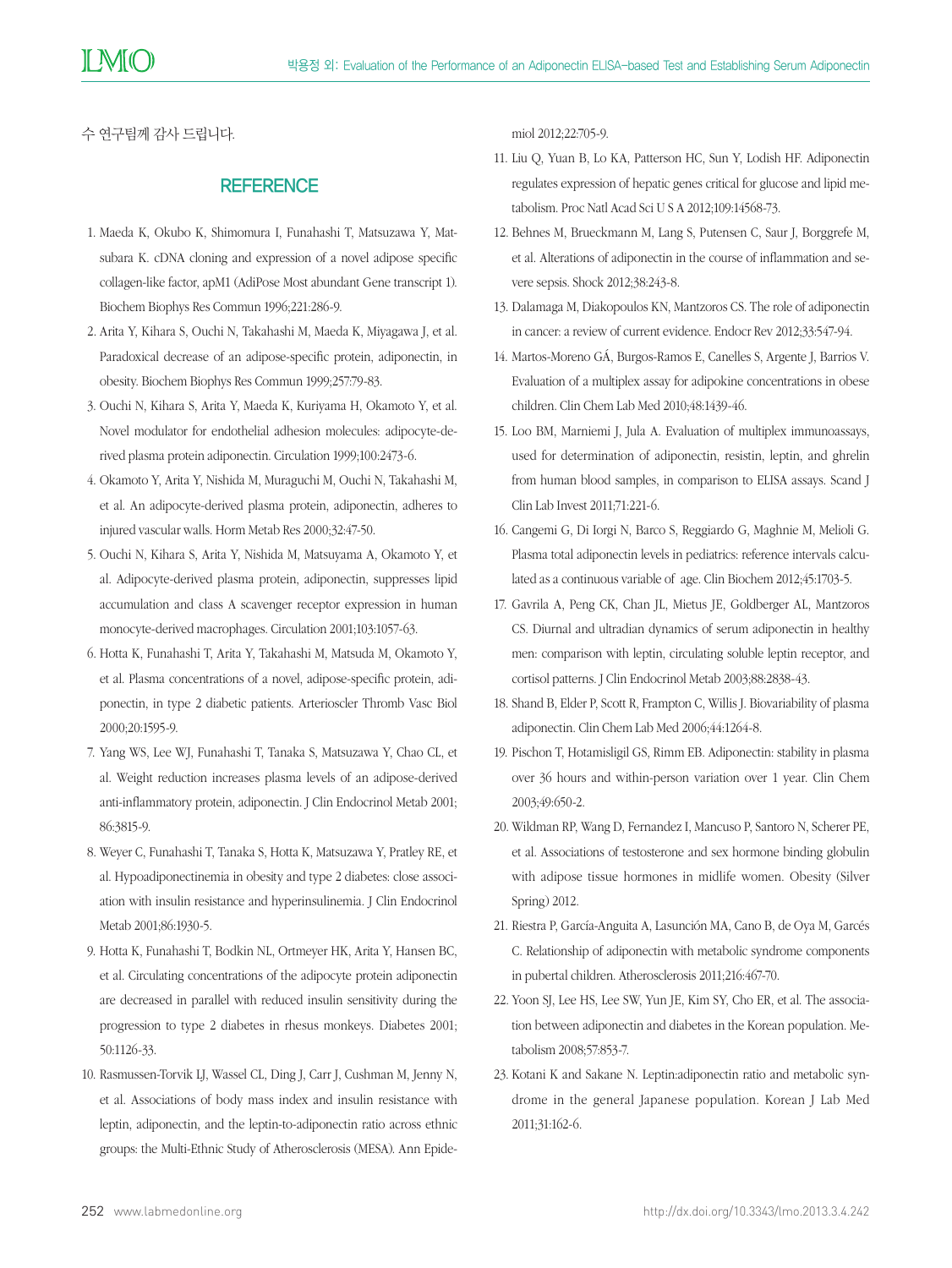수 연구팀께 감사 드립니다.

## REFERENCE

1. Maeda K, Okubo K, Shimomura I, Funahashi T, Matsuzawa Y, Matsubara K. cDNA cloning and expression of a novel adipose specific collagen-like factor, apM1 (AdiPose Most abundant Gene transcript 1). Biochem Biophys Res Commun 1996;221:286-9.
2. Arita Y, Kihara S, Ouchi N, Takahashi M, Maeda K, Miyagawa J, et al. Paradoxical decrease of an adipose-specific protein, adiponectin, in obesity. Biochem Biophys Res Commun 1999;257:79-83.
3. Ouchi N, Kihara S, Arita Y, Maeda K, Kuriyama H, Okamoto Y, et al. Novel modulator for endothelial adhesion molecules: adipocyte-derived plasma protein adiponectin. Circulation 1999;100:2473-6.
4. Okamoto Y, Arita Y, Nishida M, Muraguchi M, Ouchi N, Takahashi M, et al. An adipocyte-derived plasma protein, adiponectin, adheres to injured vascular walls. Horm Metab Res 2000;32:47-50.
5. Ouchi N, Kihara S, Arita Y, Nishida M, Matsuyama A, Okamoto Y, et al. Adipocyte-derived plasma protein, adiponectin, suppresses lipid accumulation and class A scavenger receptor expression in human monocyte-derived macrophages. Circulation 2001;103:1057-63.
6. Hotta K, Funahashi T, Arita Y, Takahashi M, Matsuda M, Okamoto Y, et al. Plasma concentrations of a novel, adipose-specific protein, adiponectin, in type 2 diabetic patients. Arterioscler Thromb Vasc Biol 2000;20:1595-9.
7. Yang WS, Lee WJ, Funahashi T, Tanaka S, Matsuzawa Y, Chao CL, et al. Weight reduction increases plasma levels of an adipose-derived anti-inflammatory protein, adiponectin. J Clin Endocrinol Metab 2001;86:3815-9.
8. Weyer C, Funahashi T, Tanaka S, Hotta K, Matsuzawa Y, Pratley RE, et al. Hypoadiponectinemia in obesity and type 2 diabetes: close association with insulin resistance and hyperinsulinemia. J Clin Endocrinol Metab 2001;86:1930-5.
9. Hotta K, Funahashi T, Bodkin NL, Ortmeyer HK, Arita Y, Hansen BC, et al. Circulating concentrations of the adipocyte protein adiponectin are decreased in parallel with reduced insulin sensitivity during the progression to type 2 diabetes in rhesus monkeys. Diabetes 2001;50:1126-33.
10. Rasmussen-Torvik LJ, Wassel CL, Ding J, Carr J, Cushman M, Jenny N, et al. Associations of body mass index and insulin resistance with leptin, adiponectin, and the leptin-to-adiponectin ratio across ethnic groups: the Multi-Ethnic Study of Atherosclerosis (MESA). Ann Epidemiol 2012;22:705-9.
11. Liu Q, Yuan B, Lo KA, Patterson HC, Sun Y, Lodish HF. Adiponectin regulates expression of hepatic genes critical for glucose and lipid metabolism. Proc Natl Acad Sci U S A 2012;109:14568-73.
12. Behnes M, Brueckmann M, Lang S, Putensen C, Saur J, Borggrefe M, et al. Alterations of adiponectin in the course of inflammation and severe sepsis. Shock 2012;38:243-8.
13. Dalamaga M, Diakopoulos KN, Mantzoros CS. The role of adiponectin in cancer: a review of current evidence. Endocr Rev 2012;33:547-94.
14. Martos-Moreno GÁ, Burgos-Ramos E, Canelles S, Argente J, Barrios V. Evaluation of a multiplex assay for adipokine concentrations in obese children. Clin Chem Lab Med 2010;48:1439-46.
15. Loo BM, Marniemi J, Jula A. Evaluation of multiplex immunoassays, used for determination of adiponectin, resistin, leptin, and ghrelin from human blood samples, in comparison to ELISA assays. Scand J Clin Lab Invest 2011;71:221-6.
16. Cangemi G, Di Iorgi N, Barco S, Reggiardo G, Maghnie M, Melioli G. Plasma total adiponectin levels in pediatrics: reference intervals calculated as a continuous variable of age. Clin Biochem 2012;45:1703-5.
17. Gavrila A, Peng CK, Chan JL, Mietus JE, Goldberger AL, Mantzoros CS. Diurnal and ultradian dynamics of serum adiponectin in healthy men: comparison with leptin, circulating soluble leptin receptor, and cortisol patterns. J Clin Endocrinol Metab 2003;88:2838-43.
18. Shand B, Elder P, Scott R, Frampton C, Willis J. Biovariability of plasma adiponectin. Clin Chem Lab Med 2006;44:1264-8.
19. Pischon T, Hotamisligil GS, Rimm EB. Adiponectin: stability in plasma over 36 hours and within-person variation over 1 year. Clin Chem 2003;49:650-2.
20. Wildman RP, Wang D, Fernandez I, Mancuso P, Santoro N, Scherer PE, et al. Associations of testosterone and sex hormone binding globulin with adipose tissue hormones in midlife women. Obesity (Silver Spring) 2012.
21. Riestra P, García-Anguita A, Lasunción MA, Cano B, de Oya M, Garcés C. Relationship of adiponectin with metabolic syndrome components in pubertal children. Atherosclerosis 2011;216:467-70.
22. Yoon SJ, Lee HS, Lee SW, Yun JE, Kim SY, Cho ER, et al. The association between adiponectin and diabetes in the Korean population. Metabolism 2008;57:853-7.
23. Kotani K and Sakane N. Leptin:adiponectin ratio and metabolic syndrome in the general Japanese population. Korean J Lab Med 2011;31:162-6.